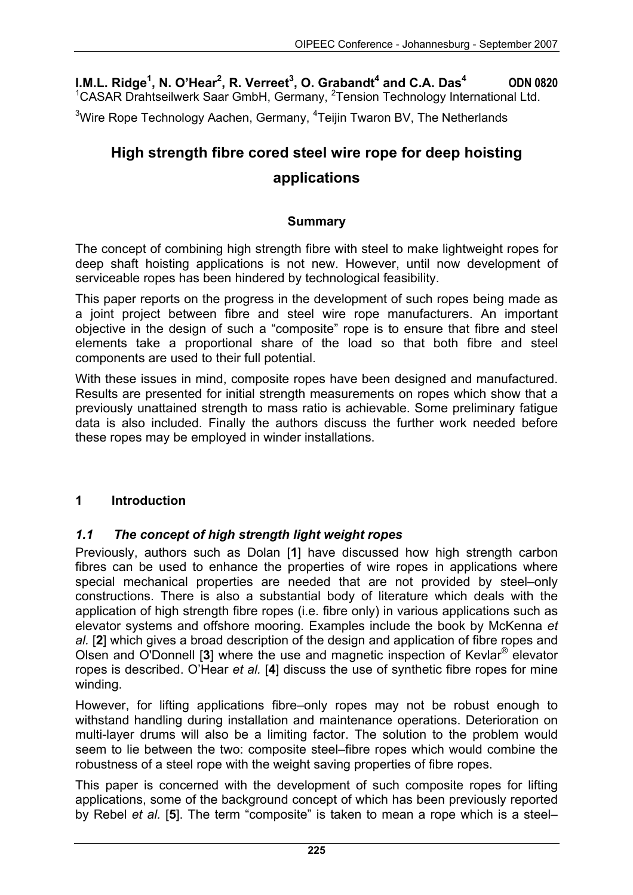**I.M.L. Ridge[1], N. O'Hear[2], R. Verreet[3], O. Grabandt[4] and C.A. Das[4]** **ODN 0820**

[1]CASAR Drahtseilwerk Saar GmbH, Germany, [2]Tension Technology International Ltd.

[3]Wire Rope Technology Aachen, Germany, [4]Teijin Twaron BV, The Netherlands

# High strength fibre cored steel wire rope for deep hoisting applications

## Summary

The concept of combining high strength fibre with steel to make lightweight ropes for deep shaft hoisting applications is not new. However, until now development of serviceable ropes has been hindered by technological feasibility.

This paper reports on the progress in the development of such ropes being made as a joint project between fibre and steel wire rope manufacturers. An important objective in the design of such a "composite" rope is to ensure that fibre and steel elements take a proportional share of the load so that both fibre and steel components are used to their full potential.

With these issues in mind, composite ropes have been designed and manufactured. Results are presented for initial strength measurements on ropes which show that a previously unattained strength to mass ratio is achievable. Some preliminary fatigue data is also included. Finally the authors discuss the further work needed before these ropes may be employed in winder installations.

## 1 Introduction

### *1.1 The concept of high strength light weight ropes*

Previously, authors such as Dolan [**1**] have discussed how high strength carbon fibres can be used to enhance the properties of wire ropes in applications where special mechanical properties are needed that are not provided by steel–only constructions. There is also a substantial body of literature which deals with the application of high strength fibre ropes (i.e. fibre only) in various applications such as elevator systems and offshore mooring. Examples include the book by McKenna *et al.* [**2**] which gives a broad description of the design and application of fibre ropes and Olsen and O'Donnell [**3**] where the use and magnetic inspection of Kevlar® elevator ropes is described. O'Hear *et al.* [**4**] discuss the use of synthetic fibre ropes for mine winding.

However, for lifting applications fibre–only ropes may not be robust enough to withstand handling during installation and maintenance operations. Deterioration on multi-layer drums will also be a limiting factor. The solution to the problem would seem to lie between the two: composite steel–fibre ropes which would combine the robustness of a steel rope with the weight saving properties of fibre ropes.

This paper is concerned with the development of such composite ropes for lifting applications, some of the background concept of which has been previously reported by Rebel *et al.* [**5**]. The term "composite" is taken to mean a rope which is a steel–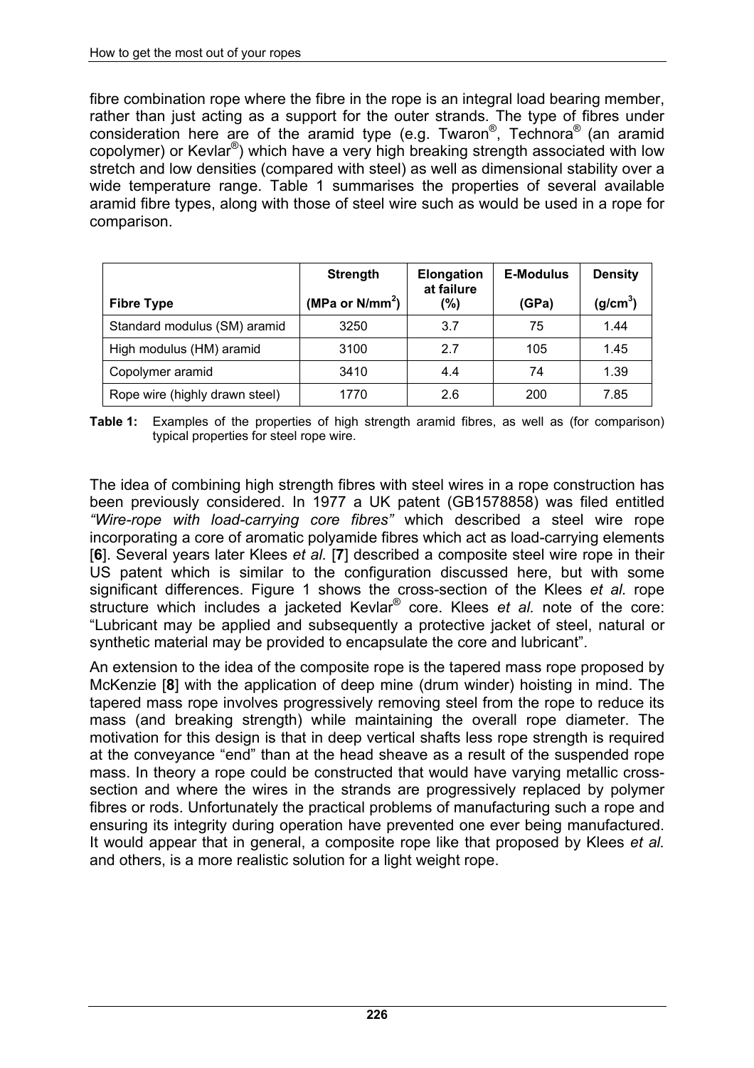fibre combination rope where the fibre in the rope is an integral load bearing member, rather than just acting as a support for the outer strands. The type of fibres under consideration here are of the aramid type (e.g. Twaron®, Technora® (an aramid copolymer) or Kevlar®) which have a very high breaking strength associated with low stretch and low densities (compared with steel) as well as dimensional stability over a wide temperature range. Table 1 summarises the properties of several available aramid fibre types, along with those of steel wire such as would be used in a rope for comparison.

| Fibre Type | Strength (MPa or $N/mm^2$) | Elongation at failure (%) | E-Modulus (GPa) | Density ($g/cm^3$) |
|---|---|---|---|---|
| Standard modulus (SM) aramid | 3250 | 3.7 | 75 | 1.44 |
| High modulus (HM) aramid | 3100 | 2.7 | 105 | 1.45 |
| Copolymer aramid | 3410 | 4.4 | 74 | 1.39 |
| Rope wire (highly drawn steel) | 1770 | 2.6 | 200 | 7.85 |

**Table 1:** Examples of the properties of high strength aramid fibres, as well as (for comparison) typical properties for steel rope wire.

The idea of combining high strength fibres with steel wires in a rope construction has been previously considered. In 1977 a UK patent (GB1578858) was filed entitled *"Wire-rope with load-carrying core fibres"* which described a steel wire rope incorporating a core of aromatic polyamide fibres which act as load-carrying elements [**6**]. Several years later Klees *et al.* [**7**] described a composite steel wire rope in their US patent which is similar to the configuration discussed here, but with some significant differences. Figure 1 shows the cross-section of the Klees *et al.* rope structure which includes a jacketed Kevlar® core. Klees *et al.* note of the core: "Lubricant may be applied and subsequently a protective jacket of steel, natural or synthetic material may be provided to encapsulate the core and lubricant".

An extension to the idea of the composite rope is the tapered mass rope proposed by McKenzie [**8**] with the application of deep mine (drum winder) hoisting in mind. The tapered mass rope involves progressively removing steel from the rope to reduce its mass (and breaking strength) while maintaining the overall rope diameter. The motivation for this design is that in deep vertical shafts less rope strength is required at the conveyance "end" than at the head sheave as a result of the suspended rope mass. In theory a rope could be constructed that would have varying metallic cross-section and where the wires in the strands are progressively replaced by polymer fibres or rods. Unfortunately the practical problems of manufacturing such a rope and ensuring its integrity during operation have prevented one ever being manufactured. It would appear that in general, a composite rope like that proposed by Klees *et al.* and others, is a more realistic solution for a light weight rope.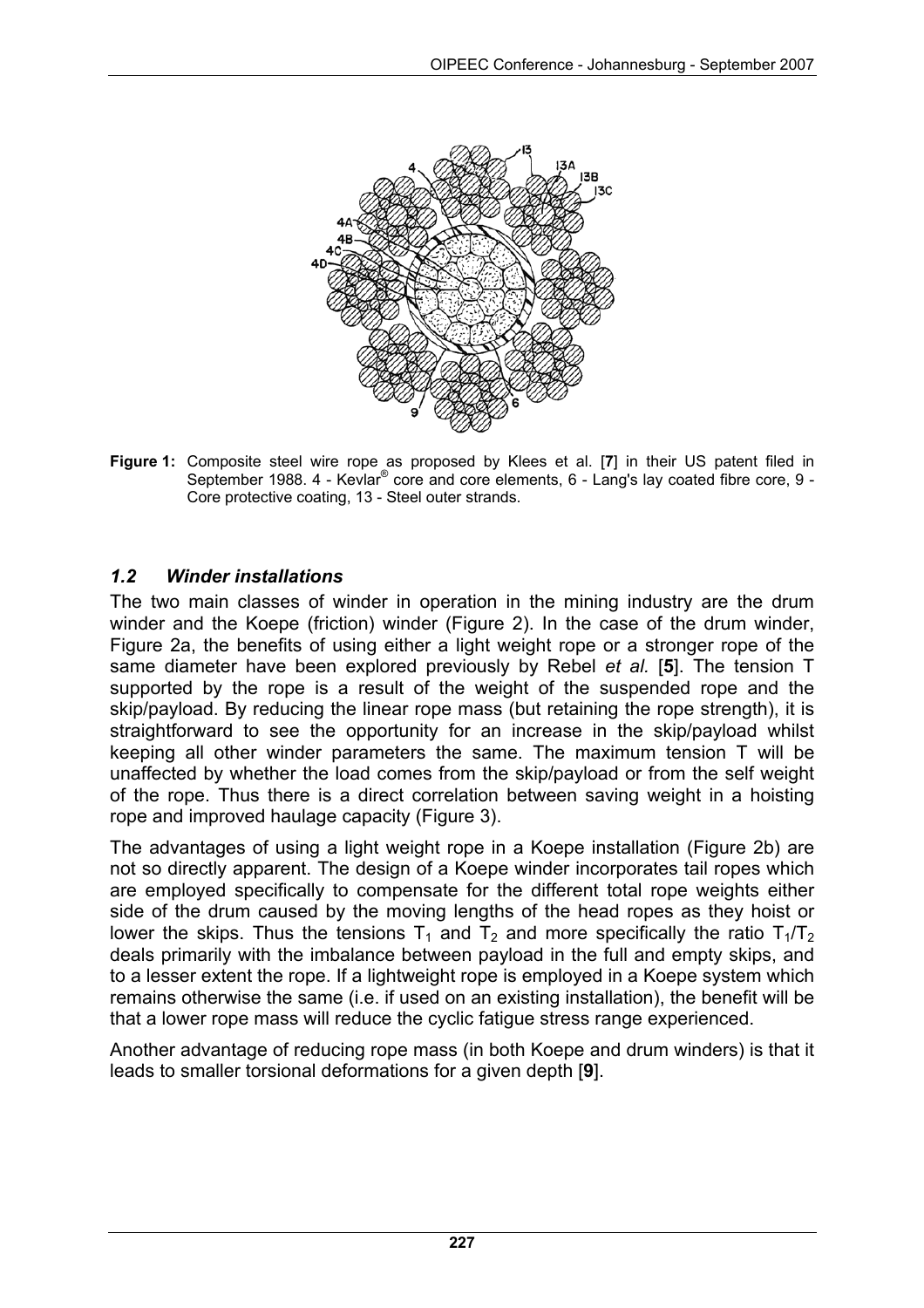**Figure 1:** Composite steel wire rope as proposed by Klees et al. [**7**] in their US patent filed in September 1988. 4 - Kevlar® core and core elements, 6 - Lang's lay coated fibre core, 9 - Core protective coating, 13 - Steel outer strands.

## *1.2 Winder installations*

The two main classes of winder in operation in the mining industry are the drum winder and the Koepe (friction) winder (Figure 2). In the case of the drum winder, Figure 2a, the benefits of using either a light weight rope or a stronger rope of the same diameter have been explored previously by Rebel *et al.* [**5**]. The tension T supported by the rope is a result of the weight of the suspended rope and the skip/payload. By reducing the linear rope mass (but retaining the rope strength), it is straightforward to see the opportunity for an increase in the skip/payload whilst keeping all other winder parameters the same. The maximum tension T will be unaffected by whether the load comes from the skip/payload or from the self weight of the rope. Thus there is a direct correlation between saving weight in a hoisting rope and improved haulage capacity (Figure 3).

The advantages of using a light weight rope in a Koepe installation (Figure 2b) are not so directly apparent. The design of a Koepe winder incorporates tail ropes which are employed specifically to compensate for the different total rope weights either side of the drum caused by the moving lengths of the head ropes as they hoist or lower the skips. Thus the tensions $T_1$ and $T_2$ and more specifically the ratio $T_1/T_2$ deals primarily with the imbalance between payload in the full and empty skips, and to a lesser extent the rope. If a lightweight rope is employed in a Koepe system which remains otherwise the same (i.e. if used on an existing installation), the benefit will be that a lower rope mass will reduce the cyclic fatigue stress range experienced.

Another advantage of reducing rope mass (in both Koepe and drum winders) is that it leads to smaller torsional deformations for a given depth [**9**].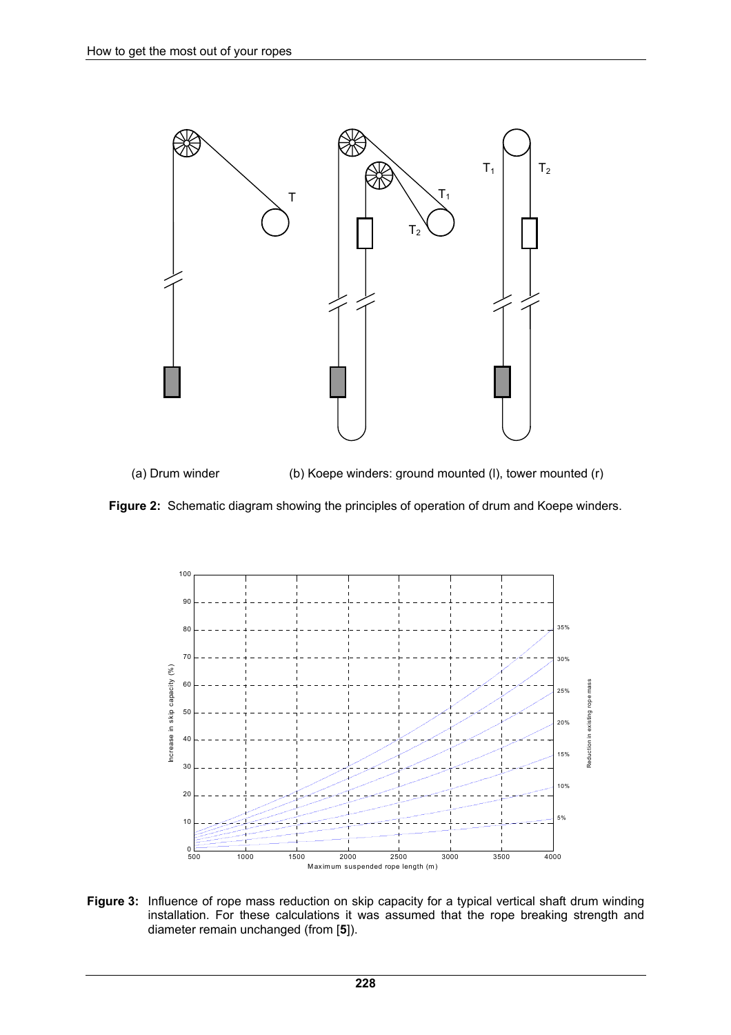(a) Drum winder (b) Koepe winders: ground mounted (l), tower mounted (r)

**Figure 2:** Schematic diagram showing the principles of operation of drum and Koepe winders.

**Figure 3:** Influence of rope mass reduction on skip capacity for a typical vertical shaft drum winding installation. For these calculations it was assumed that the rope breaking strength and diameter remain unchanged (from [**5**]).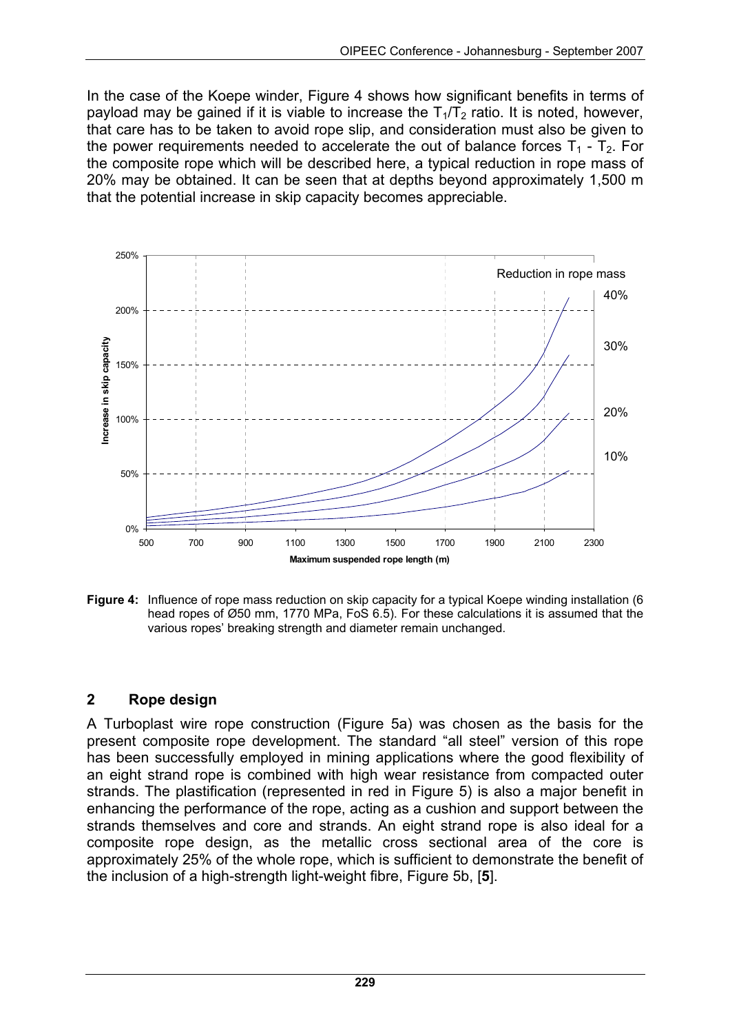In the case of the Koepe winder, Figure 4 shows how significant benefits in terms of payload may be gained if it is viable to increase the $T_1/T_2$ ratio. It is noted, however, that care has to be taken to avoid rope slip, and consideration must also be given to the power requirements needed to accelerate the out of balance forces $T_1$ - $T_2$. For the composite rope which will be described here, a typical reduction in rope mass of 20% may be obtained. It can be seen that at depths beyond approximately 1,500 m that the potential increase in skip capacity becomes appreciable.

**Figure 4:** Influence of rope mass reduction on skip capacity for a typical Koepe winding installation (6 head ropes of Ø50 mm, 1770 MPa, FoS 6.5). For these calculations it is assumed that the various ropes' breaking strength and diameter remain unchanged.

## 2 Rope design

A Turboplast wire rope construction (Figure 5a) was chosen as the basis for the present composite rope development. The standard "all steel" version of this rope has been successfully employed in mining applications where the good flexibility of an eight strand rope is combined with high wear resistance from compacted outer strands. The plastification (represented in red in Figure 5) is also a major benefit in enhancing the performance of the rope, acting as a cushion and support between the strands themselves and core and strands. An eight strand rope is also ideal for a composite rope design, as the metallic cross sectional area of the core is approximately 25% of the whole rope, which is sufficient to demonstrate the benefit of the inclusion of a high-strength light-weight fibre, Figure 5b, [**5**].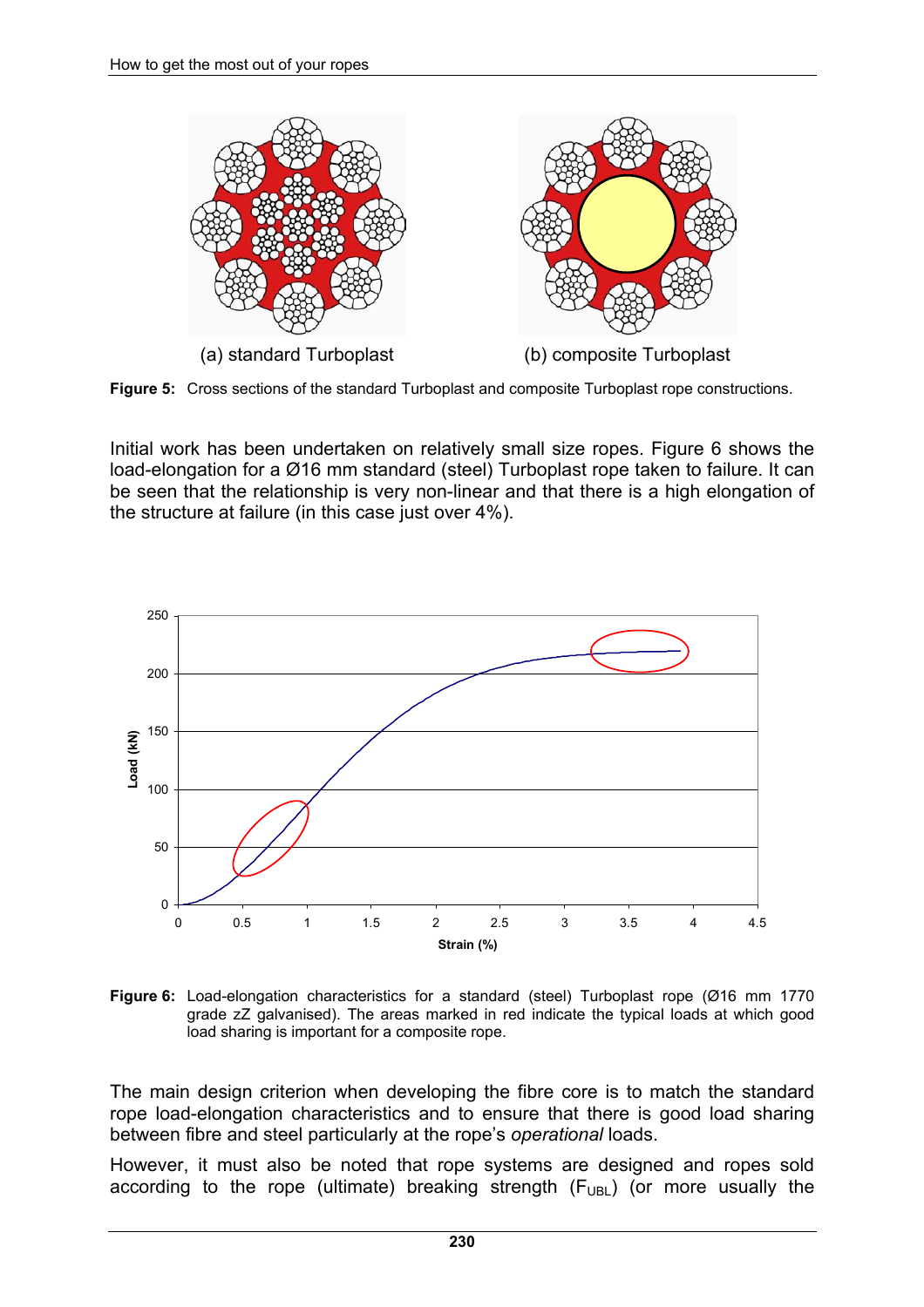(a) standard Turboplast

(b) composite Turboplast

**Figure 5:** Cross sections of the standard Turboplast and composite Turboplast rope constructions.

Initial work has been undertaken on relatively small size ropes. Figure 6 shows the load-elongation for a Ø16 mm standard (steel) Turboplast rope taken to failure. It can be seen that the relationship is very non-linear and that there is a high elongation of the structure at failure (in this case just over 4%).

**Figure 6:** Load-elongation characteristics for a standard (steel) Turboplast rope (Ø16 mm 1770 grade zZ galvanised). The areas marked in red indicate the typical loads at which good load sharing is important for a composite rope.

The main design criterion when developing the fibre core is to match the standard rope load-elongation characteristics and to ensure that there is good load sharing between fibre and steel particularly at the rope's *operational* loads.

However, it must also be noted that rope systems are designed and ropes sold according to the rope (ultimate) breaking strength ($F_{UBL}$) (or more usually the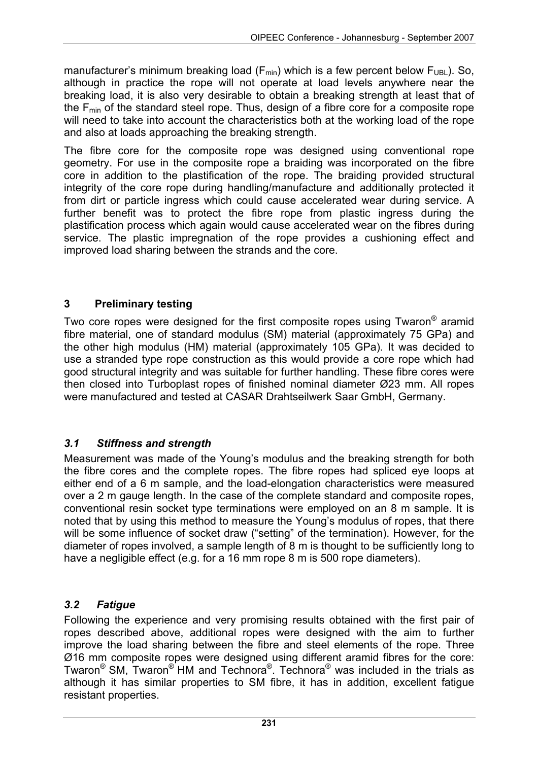manufacturer's minimum breaking load ($F_{min}$) which is a few percent below $F_{UBL}$). So, although in practice the rope will not operate at load levels anywhere near the breaking load, it is also very desirable to obtain a breaking strength at least that of the $F_{min}$ of the standard steel rope. Thus, design of a fibre core for a composite rope will need to take into account the characteristics both at the working load of the rope and also at loads approaching the breaking strength.

The fibre core for the composite rope was designed using conventional rope geometry. For use in the composite rope a braiding was incorporated on the fibre core in addition to the plastification of the rope. The braiding provided structural integrity of the core rope during handling/manufacture and additionally protected it from dirt or particle ingress which could cause accelerated wear during service. A further benefit was to protect the fibre rope from plastic ingress during the plastification process which again would cause accelerated wear on the fibres during service. The plastic impregnation of the rope provides a cushioning effect and improved load sharing between the strands and the core.

## 3 Preliminary testing

Two core ropes were designed for the first composite ropes using Twaron® aramid fibre material, one of standard modulus (SM) material (approximately 75 GPa) and the other high modulus (HM) material (approximately 105 GPa). It was decided to use a stranded type rope construction as this would provide a core rope which had good structural integrity and was suitable for further handling. These fibre cores were then closed into Turboplast ropes of finished nominal diameter Ø23 mm. All ropes were manufactured and tested at CASAR Drahtseilwerk Saar GmbH, Germany.

### *3.1 Stiffness and strength*

Measurement was made of the Young's modulus and the breaking strength for both the fibre cores and the complete ropes. The fibre ropes had spliced eye loops at either end of a 6 m sample, and the load-elongation characteristics were measured over a 2 m gauge length. In the case of the complete standard and composite ropes, conventional resin socket type terminations were employed on an 8 m sample. It is noted that by using this method to measure the Young's modulus of ropes, that there will be some influence of socket draw ("setting" of the termination). However, for the diameter of ropes involved, a sample length of 8 m is thought to be sufficiently long to have a negligible effect (e.g. for a 16 mm rope 8 m is 500 rope diameters).

### *3.2 Fatigue*

Following the experience and very promising results obtained with the first pair of ropes described above, additional ropes were designed with the aim to further improve the load sharing between the fibre and steel elements of the rope. Three Ø16 mm composite ropes were designed using different aramid fibres for the core: Twaron® SM, Twaron® HM and Technora®. Technora® was included in the trials as although it has similar properties to SM fibre, it has in addition, excellent fatigue resistant properties.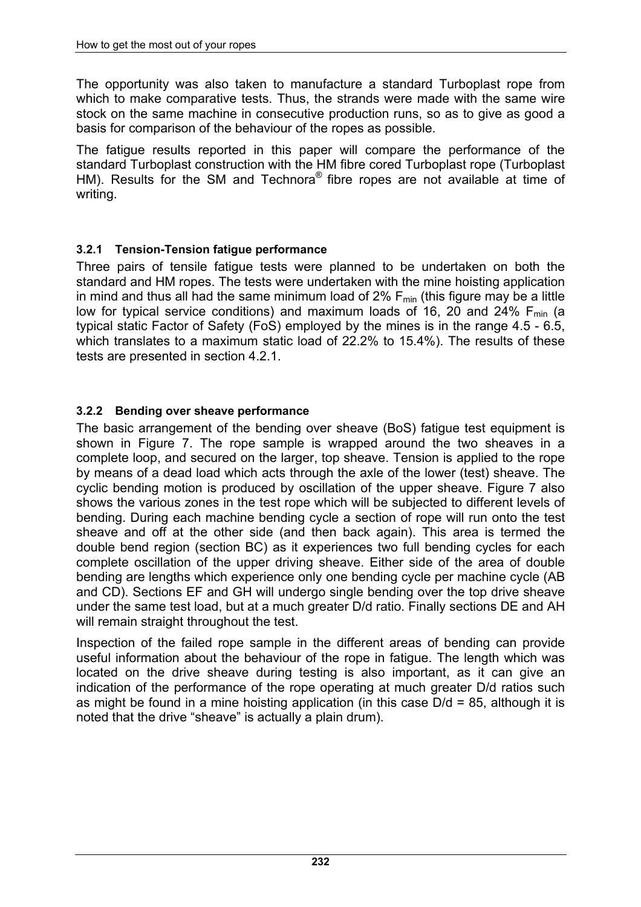The opportunity was also taken to manufacture a standard Turboplast rope from which to make comparative tests. Thus, the strands were made with the same wire stock on the same machine in consecutive production runs, so as to give as good a basis for comparison of the behaviour of the ropes as possible.

The fatigue results reported in this paper will compare the performance of the standard Turboplast construction with the HM fibre cored Turboplast rope (Turboplast HM). Results for the SM and Technora® fibre ropes are not available at time of writing.

### 3.2.1 Tension-Tension fatigue performance

Three pairs of tensile fatigue tests were planned to be undertaken on both the standard and HM ropes. The tests were undertaken with the mine hoisting application in mind and thus all had the same minimum load of 2% $F_{min}$ (this figure may be a little low for typical service conditions) and maximum loads of 16, 20 and 24% $F_{min}$ (a typical static Factor of Safety (FoS) employed by the mines is in the range 4.5 - 6.5, which translates to a maximum static load of 22.2% to 15.4%). The results of these tests are presented in section 4.2.1.

### 3.2.2 Bending over sheave performance

The basic arrangement of the bending over sheave (BoS) fatigue test equipment is shown in Figure 7. The rope sample is wrapped around the two sheaves in a complete loop, and secured on the larger, top sheave. Tension is applied to the rope by means of a dead load which acts through the axle of the lower (test) sheave. The cyclic bending motion is produced by oscillation of the upper sheave. Figure 7 also shows the various zones in the test rope which will be subjected to different levels of bending. During each machine bending cycle a section of rope will run onto the test sheave and off at the other side (and then back again). This area is termed the double bend region (section BC) as it experiences two full bending cycles for each complete oscillation of the upper driving sheave. Either side of the area of double bending are lengths which experience only one bending cycle per machine cycle (AB and CD). Sections EF and GH will undergo single bending over the top drive sheave under the same test load, but at a much greater D/d ratio. Finally sections DE and AH will remain straight throughout the test.

Inspection of the failed rope sample in the different areas of bending can provide useful information about the behaviour of the rope in fatigue. The length which was located on the drive sheave during testing is also important, as it can give an indication of the performance of the rope operating at much greater D/d ratios such as might be found in a mine hoisting application (in this case D/d = 85, although it is noted that the drive "sheave" is actually a plain drum).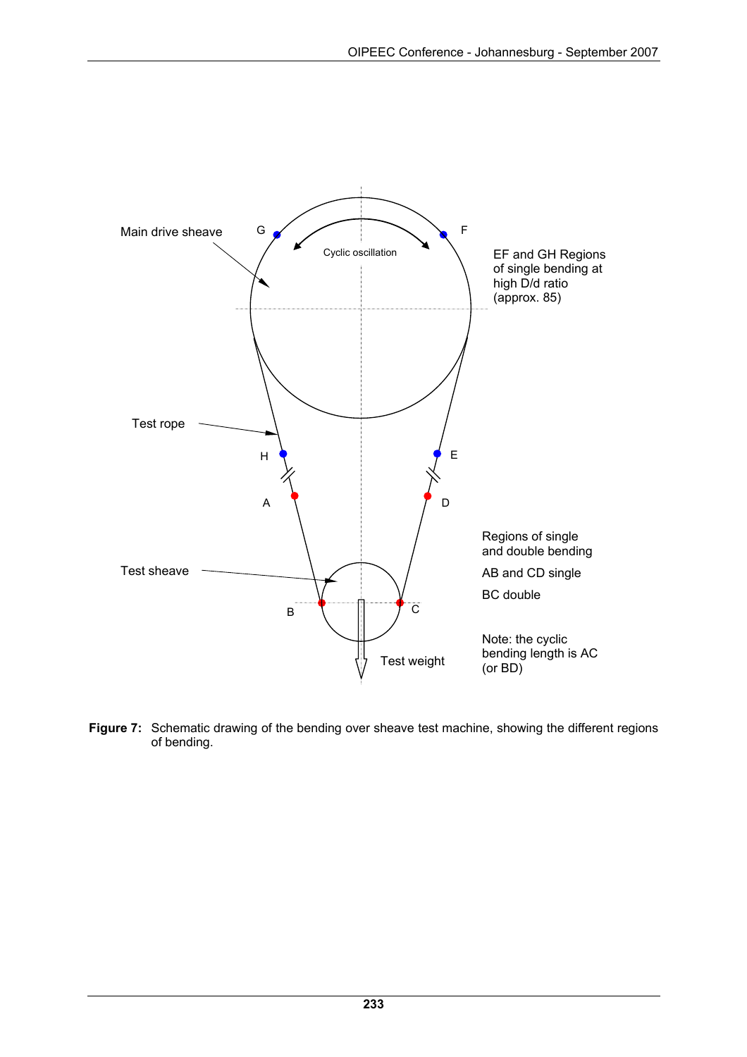**Figure 7:** Schematic drawing of the bending over sheave test machine, showing the different regions of bending.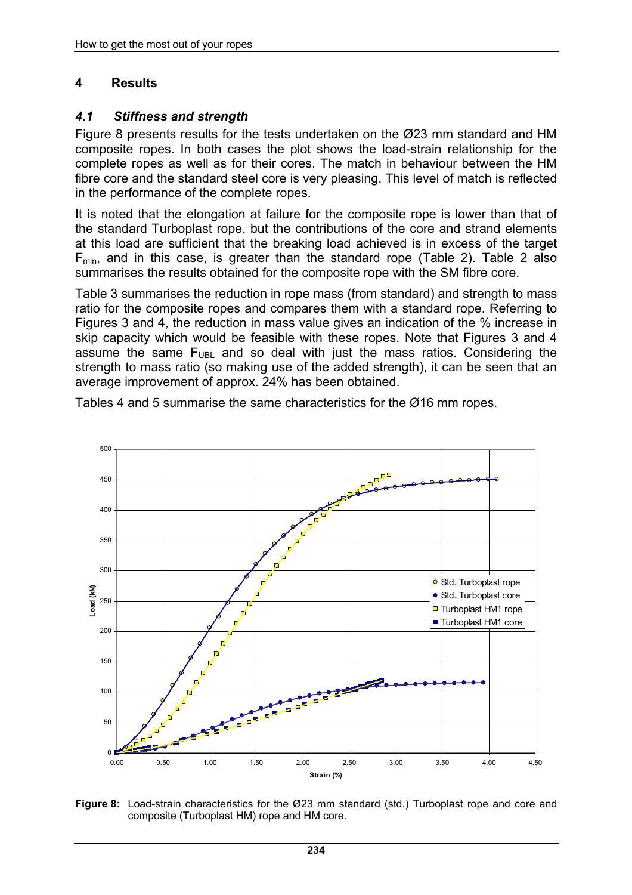## 4 Results

### *4.1 Stiffness and strength*

Figure 8 presents results for the tests undertaken on the Ø23 mm standard and HM composite ropes. In both cases the plot shows the load-strain relationship for the complete ropes as well as for their cores. The match in behaviour between the HM fibre core and the standard steel core is very pleasing. This level of match is reflected in the performance of the complete ropes.

It is noted that the elongation at failure for the composite rope is lower than that of the standard Turboplast rope, but the contributions of the core and strand elements at this load are sufficient that the breaking load achieved is in excess of the target $F_{min}$, and in this case, is greater than the standard rope (Table 2). Table 2 also summarises the results obtained for the composite rope with the SM fibre core.

Table 3 summarises the reduction in rope mass (from standard) and strength to mass ratio for the composite ropes and compares them with a standard rope. Referring to Figures 3 and 4, the reduction in mass value gives an indication of the % increase in skip capacity which would be feasible with these ropes. Note that Figures 3 and 4 assume the same $F_{UBL}$ and so deal with just the mass ratios. Considering the strength to mass ratio (so making use of the added strength), it can be seen that an average improvement of approx. 24% has been obtained.

Tables 4 and 5 summarise the same characteristics for the Ø16 mm ropes.

**Figure 8:** Load-strain characteristics for the Ø23 mm standard (std.) Turboplast rope and core and composite (Turboplast HM) rope and HM core.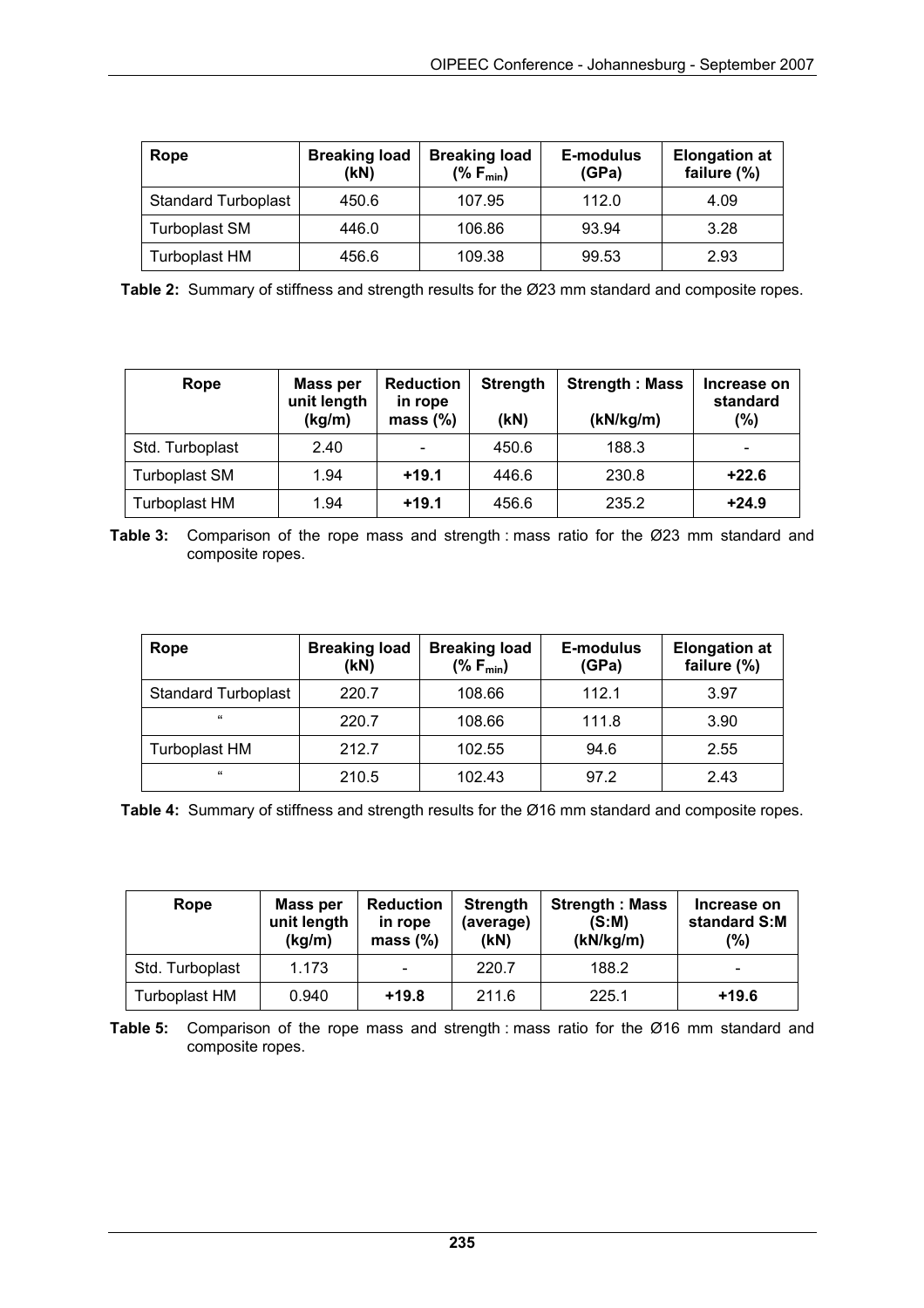| Rope | Breaking load (kN) | Breaking load (% $F_{min}$) | E-modulus (GPa) | Elongation at failure (%) |
|---|---|---|---|---|
| Standard Turboplast | 450.6 | 107.95 | 112.0 | 4.09 |
| Turboplast SM | 446.0 | 106.86 | 93.94 | 3.28 |
| Turboplast HM | 456.6 | 109.38 | 99.53 | 2.93 |

**Table 2:** Summary of stiffness and strength results for the Ø23 mm standard and composite ropes.

| Rope | Mass per unit length (kg/m) | Reduction in rope mass (%) | Strength (kN) | Strength : Mass (kN/kg/m) | Increase on standard (%) |
|---|---|---|---|---|---|
| Std. Turboplast | 2.40 | - | 450.6 | 188.3 | - |
| Turboplast SM | 1.94 | **+19.1** | 446.6 | 230.8 | **+22.6** |
| Turboplast HM | 1.94 | **+19.1** | 456.6 | 235.2 | **+24.9** |

**Table 3:** Comparison of the rope mass and strength : mass ratio for the Ø23 mm standard and composite ropes.

| Rope | Breaking load (kN) | Breaking load (% $F_{min}$) | E-modulus (GPa) | Elongation at failure (%) |
|---|---|---|---|---|
| Standard Turboplast | 220.7 | 108.66 | 112.1 | 3.97 |
| " | 220.7 | 108.66 | 111.8 | 3.90 |
| Turboplast HM | 212.7 | 102.55 | 94.6 | 2.55 |
| " | 210.5 | 102.43 | 97.2 | 2.43 |

**Table 4:** Summary of stiffness and strength results for the Ø16 mm standard and composite ropes.

| Rope | Mass per unit length (kg/m) | Reduction in rope mass (%) | Strength (average) (kN) | Strength : Mass (S:M) (kN/kg/m) | Increase on standard S:M (%) |
|---|---|---|---|---|---|
| Std. Turboplast | 1.173 | - | 220.7 | 188.2 | - |
| Turboplast HM | 0.940 | **+19.8** | 211.6 | 225.1 | **+19.6** |

**Table 5:** Comparison of the rope mass and strength : mass ratio for the Ø16 mm standard and composite ropes.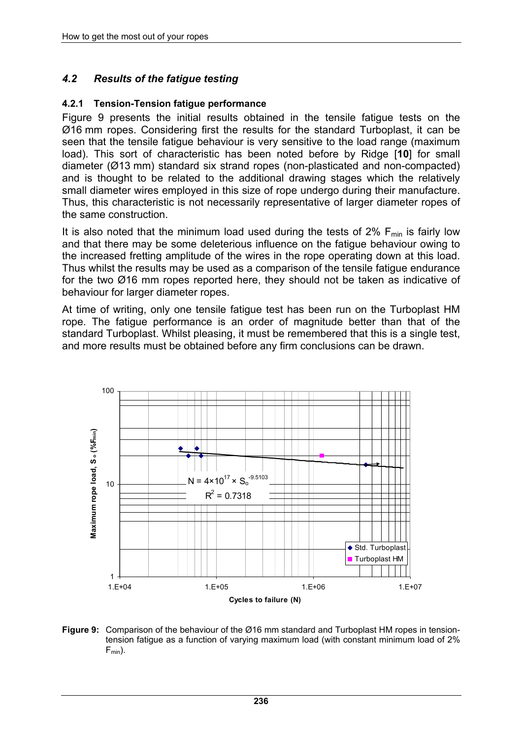## *4.2 Results of the fatigue testing*

### 4.2.1 Tension-Tension fatigue performance

Figure 9 presents the initial results obtained in the tensile fatigue tests on the Ø16 mm ropes. Considering first the results for the standard Turboplast, it can be seen that the tensile fatigue behaviour is very sensitive to the load range (maximum load). This sort of characteristic has been noted before by Ridge [**10**] for small diameter (Ø13 mm) standard six strand ropes (non-plasticated and non-compacted) and is thought to be related to the additional drawing stages which the relatively small diameter wires employed in this size of rope undergo during their manufacture. Thus, this characteristic is not necessarily representative of larger diameter ropes of the same construction.

It is also noted that the minimum load used during the tests of 2% $F_{min}$ is fairly low and that there may be some deleterious influence on the fatigue behaviour owing to the increased fretting amplitude of the wires in the rope operating down at this load. Thus whilst the results may be used as a comparison of the tensile fatigue endurance for the two Ø16 mm ropes reported here, they should not be taken as indicative of behaviour for larger diameter ropes.

At time of writing, only one tensile fatigue test has been run on the Turboplast HM rope. The fatigue performance is an order of magnitude better than that of the standard Turboplast. Whilst pleasing, it must be remembered that this is a single test, and more results must be obtained before any firm conclusions can be drawn.

$N = 4\times10^{17} \times S_o^{-9.5103}$

$R^2 = 0.7318$

**Figure 9:** Comparison of the behaviour of the Ø16 mm standard and Turboplast HM ropes in tension-tension fatigue as a function of varying maximum load (with constant minimum load of 2% $F_{min}$).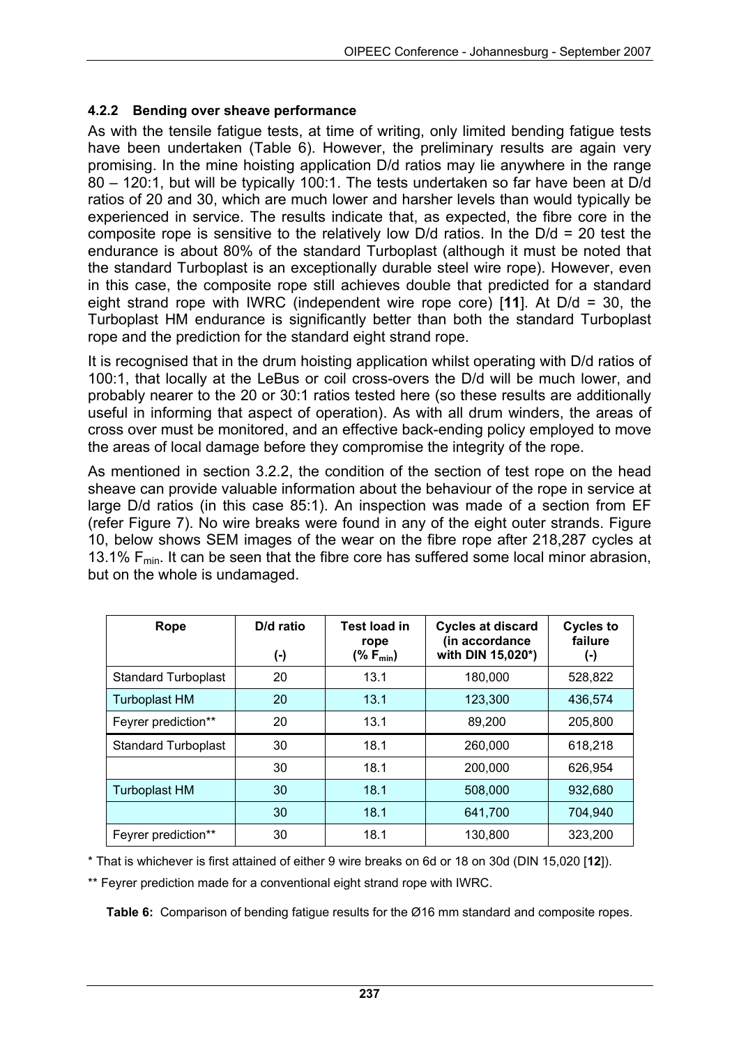### 4.2.2 Bending over sheave performance

As with the tensile fatigue tests, at time of writing, only limited bending fatigue tests have been undertaken (Table 6). However, the preliminary results are again very promising. In the mine hoisting application D/d ratios may lie anywhere in the range 80 – 120:1, but will be typically 100:1. The tests undertaken so far have been at D/d ratios of 20 and 30, which are much lower and harsher levels than would typically be experienced in service. The results indicate that, as expected, the fibre core in the composite rope is sensitive to the relatively low D/d ratios. In the D/d = 20 test the endurance is about 80% of the standard Turboplast (although it must be noted that the standard Turboplast is an exceptionally durable steel wire rope). However, even in this case, the composite rope still achieves double that predicted for a standard eight strand rope with IWRC (independent wire rope core) [**11**]. At D/d = 30, the Turboplast HM endurance is significantly better than both the standard Turboplast rope and the prediction for the standard eight strand rope.

It is recognised that in the drum hoisting application whilst operating with D/d ratios of 100:1, that locally at the LeBus or coil cross-overs the D/d will be much lower, and probably nearer to the 20 or 30:1 ratios tested here (so these results are additionally useful in informing that aspect of operation). As with all drum winders, the areas of cross over must be monitored, and an effective back-ending policy employed to move the areas of local damage before they compromise the integrity of the rope.

As mentioned in section 3.2.2, the condition of the section of test rope on the head sheave can provide valuable information about the behaviour of the rope in service at large D/d ratios (in this case 85:1). An inspection was made of a section from EF (refer Figure 7). No wire breaks were found in any of the eight outer strands. Figure 10, below shows SEM images of the wear on the fibre rope after 218,287 cycles at 13.1% $F_{min}$. It can be seen that the fibre core has suffered some local minor abrasion, but on the whole is undamaged.

| Rope | D/d ratio (-) | Test load in rope (% $F_{min}$) | Cycles at discard (in accordance with DIN 15,020*) | Cycles to failure (-) |
|---|---|---|---|---|
| Standard Turboplast | 20 | 13.1 | 180,000 | 528,822 |
| Turboplast HM | 20 | 13.1 | 123,300 | 436,574 |
| Feyrer prediction** | 20 | 13.1 | 89,200 | 205,800 |
| Standard Turboplast | 30 | 18.1 | 260,000 | 618,218 |
| | 30 | 18.1 | 200,000 | 626,954 |
| Turboplast HM | 30 | 18.1 | 508,000 | 932,680 |
| | 30 | 18.1 | 641,700 | 704,940 |
| Feyrer prediction** | 30 | 18.1 | 130,800 | 323,200 |

\* That is whichever is first attained of either 9 wire breaks on 6d or 18 on 30d (DIN 15,020 [**12**]).

\*\* Feyrer prediction made for a conventional eight strand rope with IWRC.

**Table 6:** Comparison of bending fatigue results for the Ø16 mm standard and composite ropes.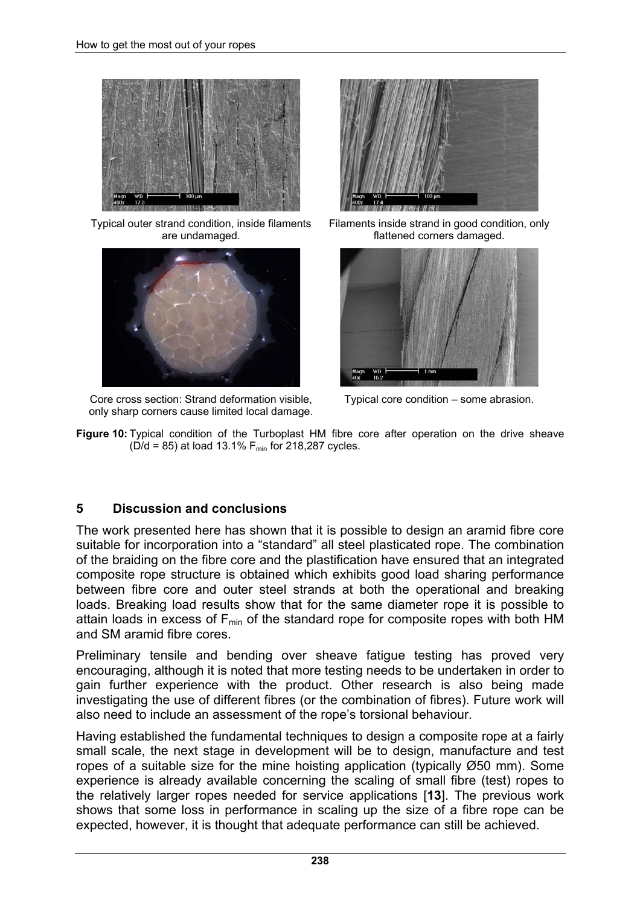Typical outer strand condition, inside filaments are undamaged.

Filaments inside strand in good condition, only flattened corners damaged.

Core cross section: Strand deformation visible, only sharp corners cause limited local damage.

Typical core condition – some abrasion.

**Figure 10:** Typical condition of the Turboplast HM fibre core after operation on the drive sheave (D/d = 85) at load 13.1% $F_{min}$ for 218,287 cycles.

## 5 Discussion and conclusions

The work presented here has shown that it is possible to design an aramid fibre core suitable for incorporation into a "standard" all steel plasticated rope. The combination of the braiding on the fibre core and the plastification have ensured that an integrated composite rope structure is obtained which exhibits good load sharing performance between fibre core and outer steel strands at both the operational and breaking loads. Breaking load results show that for the same diameter rope it is possible to attain loads in excess of $F_{min}$ of the standard rope for composite ropes with both HM and SM aramid fibre cores.

Preliminary tensile and bending over sheave fatigue testing has proved very encouraging, although it is noted that more testing needs to be undertaken in order to gain further experience with the product. Other research is also being made investigating the use of different fibres (or the combination of fibres). Future work will also need to include an assessment of the rope's torsional behaviour.

Having established the fundamental techniques to design a composite rope at a fairly small scale, the next stage in development will be to design, manufacture and test ropes of a suitable size for the mine hoisting application (typically Ø50 mm). Some experience is already available concerning the scaling of small fibre (test) ropes to the relatively larger ropes needed for service applications [**13**]. The previous work shows that some loss in performance in scaling up the size of a fibre rope can be expected, however, it is thought that adequate performance can still be achieved.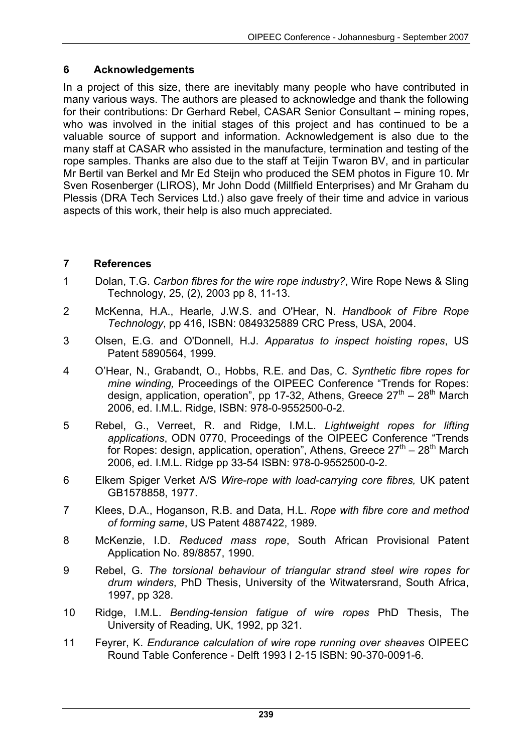## 6 Acknowledgements

In a project of this size, there are inevitably many people who have contributed in many various ways. The authors are pleased to acknowledge and thank the following for their contributions: Dr Gerhard Rebel, CASAR Senior Consultant – mining ropes, who was involved in the initial stages of this project and has continued to be a valuable source of support and information. Acknowledgement is also due to the many staff at CASAR who assisted in the manufacture, termination and testing of the rope samples. Thanks are also due to the staff at Teijin Twaron BV, and in particular Mr Bertil van Berkel and Mr Ed Steijn who produced the SEM photos in Figure 10. Mr Sven Rosenberger (LIROS), Mr John Dodd (Millfield Enterprises) and Mr Graham du Plessis (DRA Tech Services Ltd.) also gave freely of their time and advice in various aspects of this work, their help is also much appreciated.

## 7 References

1. Dolan, T.G. *Carbon fibres for the wire rope industry?*, Wire Rope News & Sling Technology, 25, (2), 2003 pp 8, 11-13.
2. McKenna, H.A., Hearle, J.W.S. and O'Hear, N. *Handbook of Fibre Rope Technology*, pp 416, ISBN: 0849325889 CRC Press, USA, 2004.
3. Olsen, E.G. and O'Donnell, H.J. *Apparatus to inspect hoisting ropes*, US Patent 5890564, 1999.
4. O'Hear, N., Grabandt, O., Hobbs, R.E. and Das, C. *Synthetic fibre ropes for mine winding,* Proceedings of the OIPEEC Conference "Trends for Ropes: design, application, operation", pp 17-32, Athens, Greece 27th – 28th March 2006, ed. I.M.L. Ridge, ISBN: 978-0-9552500-0-2.
5. Rebel, G., Verreet, R. and Ridge, I.M.L. *Lightweight ropes for lifting applications*, ODN 0770, Proceedings of the OIPEEC Conference "Trends for Ropes: design, application, operation", Athens, Greece 27th – 28th March 2006, ed. I.M.L. Ridge pp 33-54 ISBN: 978-0-9552500-0-2.
6. Elkem Spiger Verket A/S *Wire-rope with load-carrying core fibres,* UK patent GB1578858, 1977.
7. Klees, D.A., Hoganson, R.B. and Data, H.L. *Rope with fibre core and method of forming same*, US Patent 4887422, 1989.
8. McKenzie, I.D. *Reduced mass rope*, South African Provisional Patent Application No. 89/8857, 1990.
9. Rebel, G. *The torsional behaviour of triangular strand steel wire ropes for drum winders*, PhD Thesis, University of the Witwatersrand, South Africa, 1997, pp 328.
10. Ridge, I.M.L. *Bending-tension fatigue of wire ropes* PhD Thesis, The University of Reading, UK, 1992, pp 321.
11. Feyrer, K. *Endurance calculation of wire rope running over sheaves* OIPEEC Round Table Conference - Delft 1993 I 2-15 ISBN: 90-370-0091-6.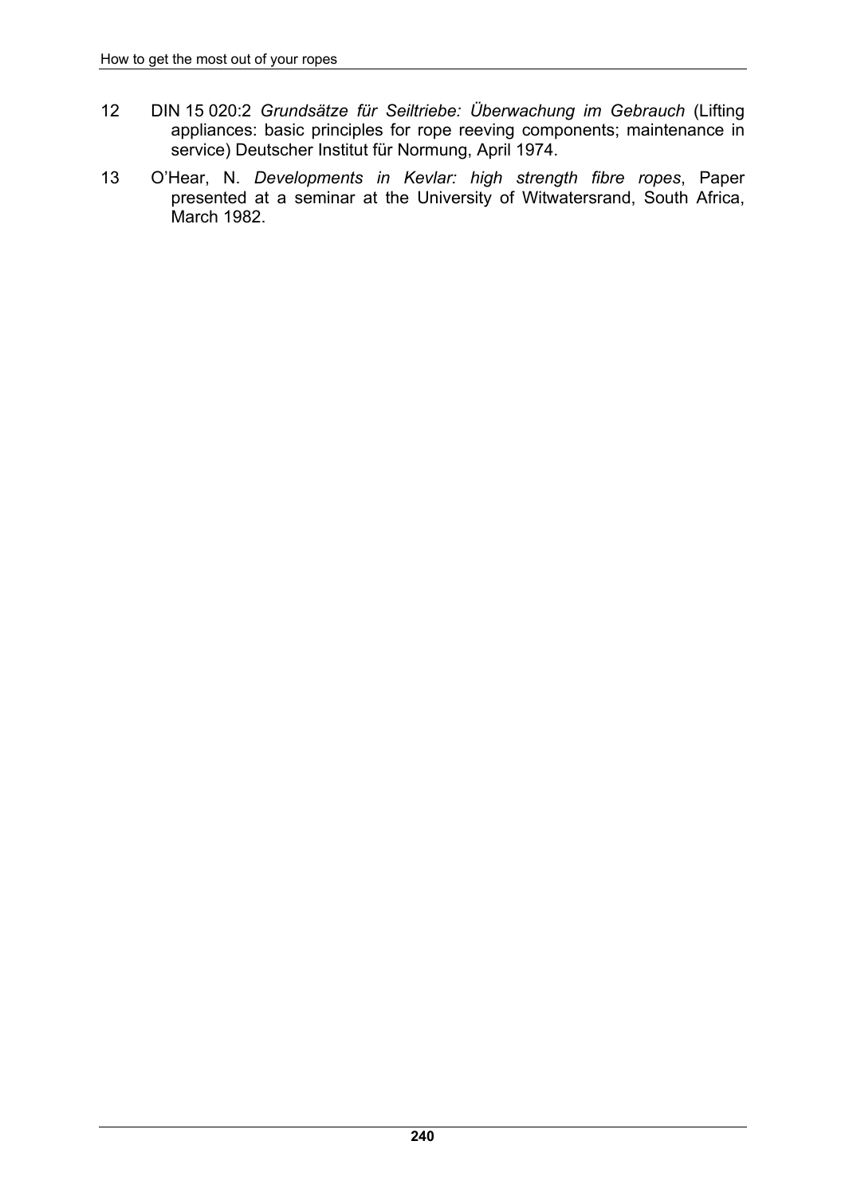12 DIN 15 020:2 *Grundsätze für Seiltriebe: Überwachung im Gebrauch* (Lifting appliances: basic principles for rope reeving components; maintenance in service) Deutscher Institut für Normung, April 1974.

13 O'Hear, N. *Developments in Kevlar: high strength fibre ropes*, Paper presented at a seminar at the University of Witwatersrand, South Africa, March 1982.